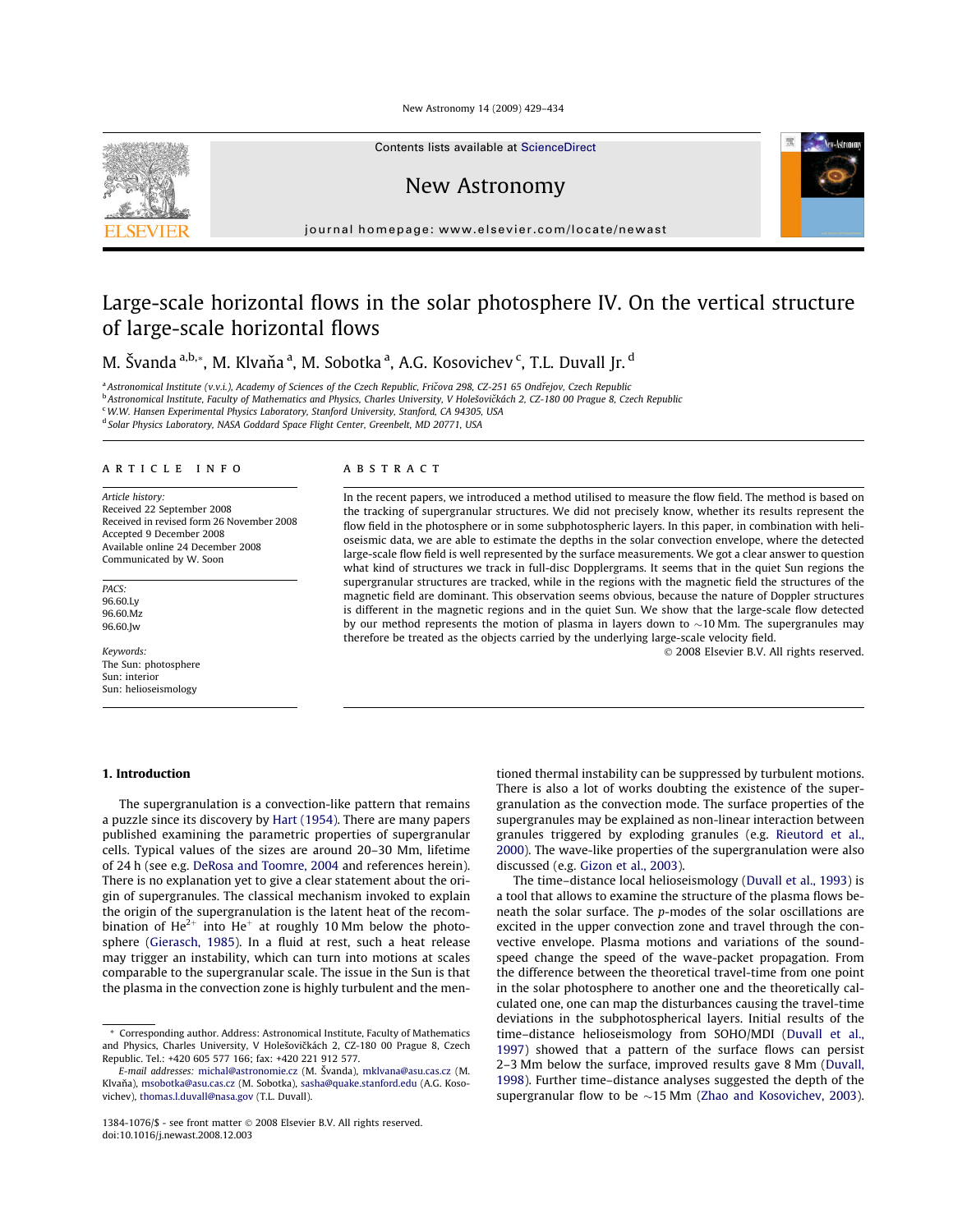# Large-scale horizontal flows in the solar photosphere IV. On the vertical structure of large-scale horizontal flows

M. Švanda [a,b,*], M. Klvaňa [a], M. Sobotka [a], A.G. Kosovichev [c], T.L. Duvall Jr. [d]

[a] Astronomical Institute (v.v.i.), Academy of Sciences of the Czech Republic, Fričova 298, CZ-251 65 Ondřejov, Czech Republic
[b] Astronomical Institute, Faculty of Mathematics and Physics, Charles University, V Holešovičkách 2, CZ-180 00 Prague 8, Czech Republic
[c] W.W. Hansen Experimental Physics Laboratory, Stanford University, Stanford, CA 94305, USA
[d] Solar Physics Laboratory, NASA Goddard Space Flight Center, Greenbelt, MD 20771, USA

**ARTICLE INFO**

*Article history:*
Received 22 September 2008
Received in revised form 26 November 2008
Accepted 9 December 2008
Available online 24 December 2008
Communicated by W. Soon

*PACS:*
96.60.Ly
96.60.Mz
96.60.Jw

*Keywords:*
The Sun: photosphere
Sun: interior
Sun: helioseismology

**ABSTRACT**

In the recent papers, we introduced a method utilised to measure the flow field. The method is based on the tracking of supergranular structures. We did not precisely know, whether its results represent the flow field in the photosphere or in some subphotospheric layers. In this paper, in combination with helioseismic data, we are able to estimate the depths in the solar convection envelope, where the detected large-scale flow field is well represented by the surface measurements. We got a clear answer to question what kind of structures we track in full-disc Dopplergrams. It seems that in the quiet Sun regions the supergranular structures are tracked, while in the regions with the magnetic field the structures of the magnetic field are dominant. This observation seems obvious, because the nature of Doppler structures is different in the magnetic regions and in the quiet Sun. We show that the large-scale flow detected by our method represents the motion of plasma in layers down to ~10 Mm. The supergranules may therefore be treated as the objects carried by the underlying large-scale velocity field.

© 2008 Elsevier B.V. All rights reserved.

## 1. Introduction

The supergranulation is a convection-like pattern that remains a puzzle since its discovery by Hart (1954). There are many papers published examining the parametric properties of supergranular cells. Typical values of the sizes are around 20–30 Mm, lifetime of 24 h (see e.g. DeRosa and Toomre, 2004 and references herein). There is no explanation yet to give a clear statement about the origin of supergranules. The classical mechanism invoked to explain the origin of the supergranulation is the latent heat of the recombination of $He^{2+}$ into $He^{+}$ at roughly 10 Mm below the photosphere (Gierasch, 1985). In a fluid at rest, such a heat release may trigger an instability, which can turn into motions at scales comparable to the supergranular scale. The issue in the Sun is that the plasma in the convection zone is highly turbulent and the mentioned thermal instability can be suppressed by turbulent motions. There is also a lot of works doubting the existence of the supergranulation as the convection mode. The surface properties of the supergranules may be explained as non-linear interaction between granules triggered by exploding granules (e.g. Rieutord et al., 2000). The wave-like properties of the supergranulation were also discussed (e.g. Gizon et al., 2003).

The time–distance local helioseismology (Duvall et al., 1993) is a tool that allows to examine the structure of the plasma flows beneath the solar surface. The *p*-modes of the solar oscillations are excited in the upper convection zone and travel through the convective envelope. Plasma motions and variations of the sound-speed change the speed of the wave-packet propagation. From the difference between the theoretical travel-time from one point in the solar photosphere to another one and the theoretically calculated one, one can map the disturbances causing the travel-time deviations in the subphotospherical layers. Initial results of the time–distance helioseismology from SOHO/MDI (Duvall et al., 1997) showed that a pattern of the surface flows can persist 2–3 Mm below the surface, improved results gave 8 Mm (Duvall, 1998). Further time–distance analyses suggested the depth of the supergranular flow to be ~15 Mm (Zhao and Kosovichev, 2003).

* Corresponding author. Address: Astronomical Institute, Faculty of Mathematics and Physics, Charles University, V Holešovičkách 2, CZ-180 00 Prague 8, Czech Republic. Tel.: +420 605 577 166; fax: +420 221 912 577.
*E-mail addresses:* michal@astronomie.cz (M. Švanda), mklvana@asu.cas.cz (M. Klvaňa), msobotka@asu.cas.cz (M. Sobotka), sasha@quake.stanford.edu (A.G. Kosovichev), thomas.l.duvall@nasa.gov (T.L. Duvall).

1384-1076/$ - see front matter © 2008 Elsevier B.V. All rights reserved.
doi:10.1016/j.newast.2008.12.003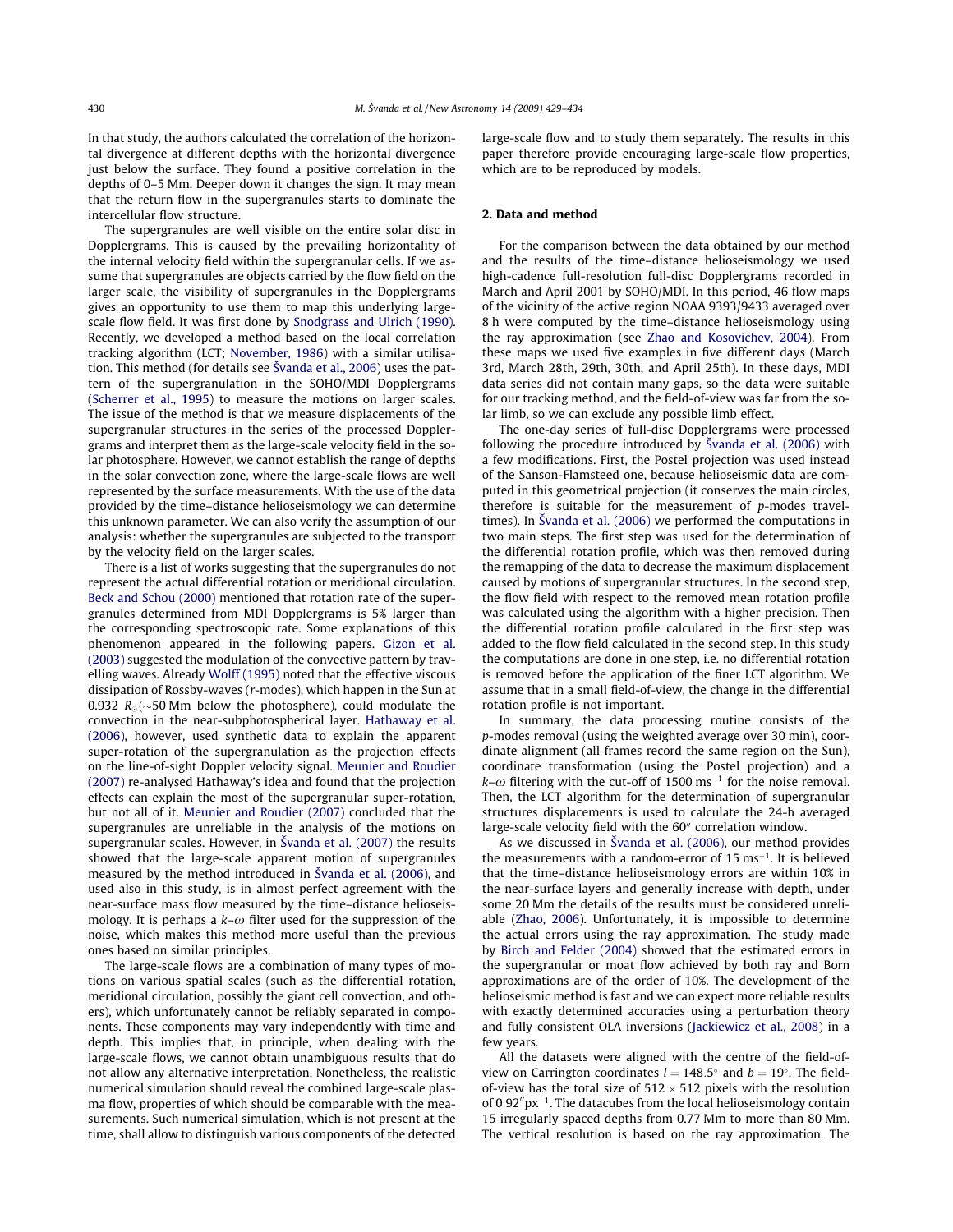In that study, the authors calculated the correlation of the horizontal divergence at different depths with the horizontal divergence just below the surface. They found a positive correlation in the depths of 0–5 Mm. Deeper down it changes the sign. It may mean that the return flow in the supergranules starts to dominate the intercellular flow structure.

The supergranules are well visible on the entire solar disc in Dopplergrams. This is caused by the prevailing horizontality of the internal velocity field within the supergranular cells. If we assume that supergranules are objects carried by the flow field on the larger scale, the visibility of supergranules in the Dopplergrams gives an opportunity to use them to map this underlying large-scale flow field. It was first done by Snodgrass and Ulrich (1990). Recently, we developed a method based on the local correlation tracking algorithm (LCT; November, 1986) with a similar utilisation. This method (for details see Švanda et al., 2006) uses the pattern of the supergranulation in the SOHO/MDI Dopplergrams (Scherrer et al., 1995) to measure the motions on larger scales. The issue of the method is that we measure displacements of the supergranular structures in the series of the processed Dopplergrams and interpret them as the large-scale velocity field in the solar photosphere. However, we cannot establish the range of depths in the solar convection zone, where the large-scale flows are well represented by the surface measurements. With the use of the data provided by the time–distance helioseismology we can determine this unknown parameter. We can also verify the assumption of our analysis: whether the supergranules are subjected to the transport by the velocity field on the larger scales.

There is a list of works suggesting that the supergranules do not represent the actual differential rotation or meridional circulation. Beck and Schou (2000) mentioned that rotation rate of the supergranules determined from MDI Dopplergrams is 5% larger than the corresponding spectroscopic rate. Some explanations of this phenomenon appeared in the following papers. Gizon et al. (2003) suggested the modulation of the convective pattern by travelling waves. Already Wolff (1995) noted that the effective viscous dissipation of Rossby-waves (r-modes), which happen in the Sun at 0.932 $R_\odot$ (~50 Mm below the photosphere), could modulate the convection in the near-subphotospherical layer. Hathaway et al. (2006), however, used synthetic data to explain the apparent super-rotation of the supergranulation as the projection effects on the line-of-sight Doppler velocity signal. Meunier and Roudier (2007) re-analysed Hathaway's idea and found that the projection effects can explain the most of the supergranular super-rotation, but not all of it. Meunier and Roudier (2007) concluded that the supergranules are unreliable in the analysis of the motions on supergranular scales. However, in Švanda et al. (2007) the results showed that the large-scale apparent motion of supergranules measured by the method introduced in Švanda et al. (2006), and used also in this study, is in almost perfect agreement with the near-surface mass flow measured by the time–distance helioseismology. It is perhaps a $k$–$\omega$ filter used for the suppression of the noise, which makes this method more useful than the previous ones based on similar principles.

The large-scale flows are a combination of many types of motions on various spatial scales (such as the differential rotation, meridional circulation, possibly the giant cell convection, and others), which unfortunately cannot be reliably separated in components. These components may vary independently with time and depth. This implies that, in principle, when dealing with the large-scale flows, we cannot obtain unambiguous results that do not allow any alternative interpretation. Nonetheless, the realistic numerical simulation should reveal the combined large-scale plasma flow, properties of which should be comparable with the measurements. Such numerical simulation, which is not present at the time, shall allow to distinguish various components of the detected large-scale flow and to study them separately. The results in this paper therefore provide encouraging large-scale flow properties, which are to be reproduced by models.

## 2. Data and method

For the comparison between the data obtained by our method and the results of the time–distance helioseismology we used high-cadence full-resolution full-disc Dopplergrams recorded in March and April 2001 by SOHO/MDI. In this period, 46 flow maps of the vicinity of the active region NOAA 9393/9433 averaged over 8 h were computed by the time–distance helioseismology using the ray approximation (see Zhao and Kosovichev, 2004). From these maps we used five examples in five different days (March 3rd, March 28th, 29th, 30th, and April 25th). In these days, MDI data series did not contain many gaps, so the data were suitable for our tracking method, and the field-of-view was far from the solar limb, so we can exclude any possible limb effect.

The one-day series of full-disc Dopplergrams were processed following the procedure introduced by Švanda et al. (2006) with a few modifications. First, the Postel projection was used instead of the Sanson-Flamsteed one, because helioseismic data are computed in this geometrical projection (it conserves the main circles, therefore is suitable for the measurement of $p$-modes traveltimes). In Švanda et al. (2006) we performed the computations in two main steps. The first step was used for the determination of the differential rotation profile, which was then removed during the remapping of the data to decrease the maximum displacement caused by motions of supergranular structures. In the second step, the flow field with respect to the removed mean rotation profile was calculated using the algorithm with a higher precision. Then the differential rotation profile calculated in the first step was added to the flow field calculated in the second step. In this study the computations are done in one step, i.e. no differential rotation is removed before the application of the finer LCT algorithm. We assume that in a small field-of-view, the change in the differential rotation profile is not important.

In summary, the data processing routine consists of the $p$-modes removal (using the weighted average over 30 min), coordinate alignment (all frames record the same region on the Sun), coordinate transformation (using the Postel projection) and a $k$–$\omega$ filtering with the cut-off of 1500 $\mathrm{m\,s^{-1}}$ for the noise removal. Then, the LCT algorithm for the determination of supergranular structures displacements is used to calculate the 24-h averaged large-scale velocity field with the 60″ correlation window.

As we discussed in Švanda et al. (2006), our method provides the measurements with a random-error of 15 $\mathrm{m\,s^{-1}}$. It is believed that the time–distance helioseismology errors are within 10% in the near-surface layers and generally increase with depth, under some 20 Mm the details of the results must be considered unreliable (Zhao, 2006). Unfortunately, it is impossible to determine the actual errors using the ray approximation. The study made by Birch and Felder (2004) showed that the estimated errors in the supergranular or moat flow achieved by both ray and Born approximations are of the order of 10%. The development of the helioseismic method is fast and we can expect more reliable results with exactly determined accuracies using a perturbation theory and fully consistent OLA inversions (Jackiewicz et al., 2008) in a few years.

All the datasets were aligned with the centre of the field-of-view on Carrington coordinates $l = 148.5^\circ$ and $b = 19^\circ$. The field-of-view has the total size of $512 \times 512$ pixels with the resolution of $0.92''\,\mathrm{px}^{-1}$. The datacubes from the local helioseismology contain 15 irregularly spaced depths from 0.77 Mm to more than 80 Mm. The vertical resolution is based on the ray approximation. The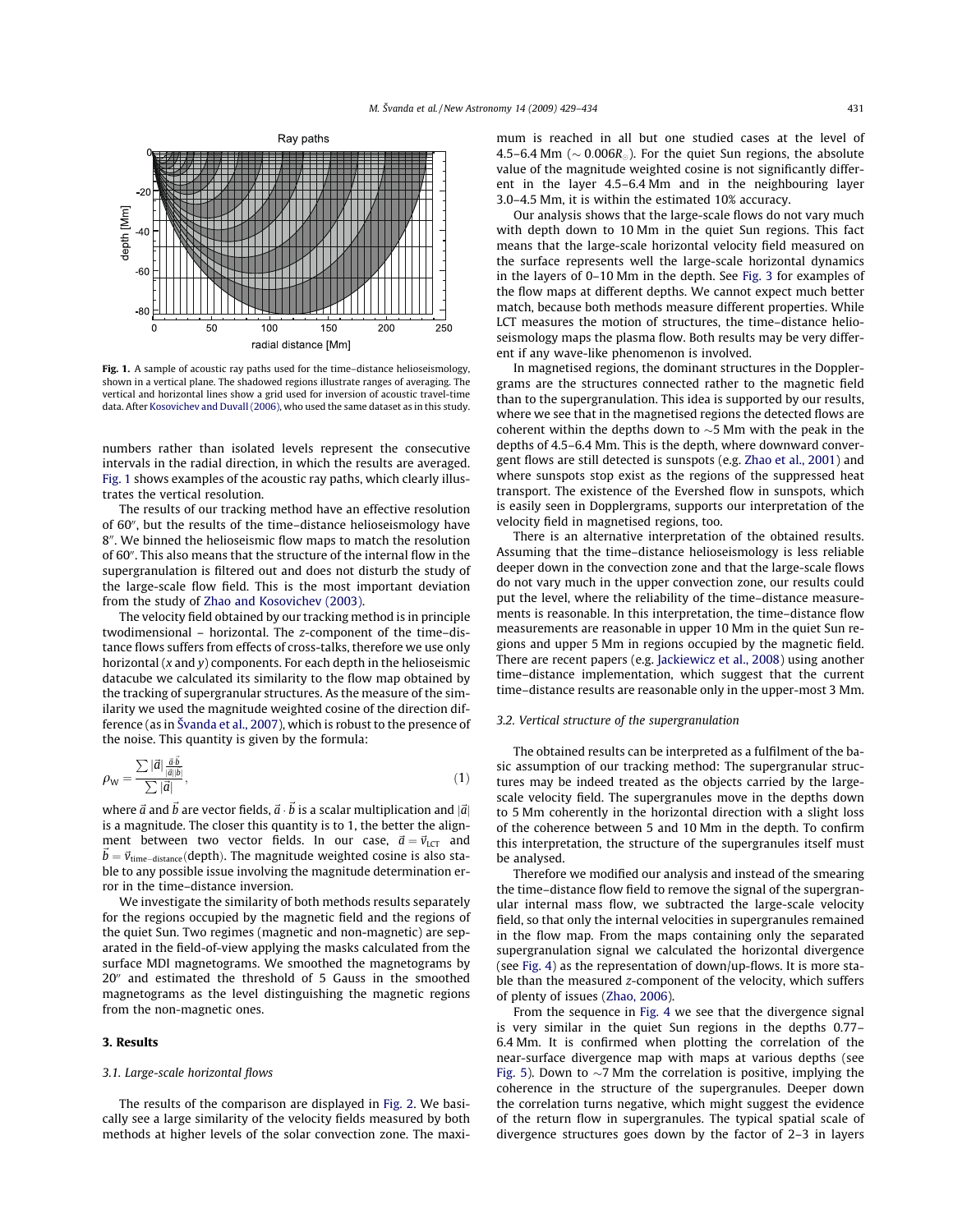Fig. 1. A sample of acoustic ray paths used for the time–distance helioseismology, shown in a vertical plane. The shadowed regions illustrate ranges of averaging. The vertical and horizontal lines show a grid used for inversion of acoustic travel-time data. After Kosovichev and Duvall (2006), who used the same dataset as in this study.

numbers rather than isolated levels represent the consecutive intervals in the radial direction, in which the results are averaged. Fig. 1 shows examples of the acoustic ray paths, which clearly illustrates the vertical resolution.

The results of our tracking method have an effective resolution of 60″, but the results of the time–distance helioseismology have 8″. We binned the helioseismic flow maps to match the resolution of 60″. This also means that the structure of the internal flow in the supergranulation is filtered out and does not disturb the study of the large-scale flow field. This is the most important deviation from the study of Zhao and Kosovichev (2003).

The velocity field obtained by our tracking method is in principle twodimensional – horizontal. The $z$-component of the time–distance flows suffers from effects of cross-talks, therefore we use only horizontal ($x$ and $y$) components. For each depth in the helioseismic datacube we calculated its similarity to the flow map obtained by the tracking of supergranular structures. As the measure of the similarity we used the magnitude weighted cosine of the direction difference (as in Švanda et al., 2007), which is robust to the presence of the noise. This quantity is given by the formula:

$$\rho_{\rm W} = \frac{\sum |\vec{a}| \frac{\vec{a} \cdot \vec{b}}{|\vec{a}||\vec{b}|}}{\sum |\vec{a}|}, \tag{1}$$

where $\vec{a}$ and $\vec{b}$ are vector fields, $\vec{a} \cdot \vec{b}$ is a scalar multiplication and $|\vec{a}|$ is a magnitude. The closer this quantity is to 1, the better the alignment between two vector fields. In our case, $\vec{a} = \vec{v}_{\rm LCT}$ and $\vec{b} = \vec{v}_{\rm time-distance}(\text{depth})$. The magnitude weighted cosine is also stable to any possible issue involving the magnitude determination error in the time–distance inversion.

We investigate the similarity of both methods results separately for the regions occupied by the magnetic field and the regions of the quiet Sun. Two regimes (magnetic and non-magnetic) are separated in the field-of-view applying the masks calculated from the surface MDI magnetograms. We smoothed the magnetograms by 20″ and estimated the threshold of 5 Gauss in the smoothed magnetograms as the level distinguishing the magnetic regions from the non-magnetic ones.

## 3. Results

### 3.1. Large-scale horizontal flows

The results of the comparison are displayed in Fig. 2. We basically see a large similarity of the velocity fields measured by both methods at higher levels of the solar convection zone. The maximum is reached in all but one studied cases at the level of 4.5–6.4 Mm ($\sim 0.006 R_\odot$). For the quiet Sun regions, the absolute value of the magnitude weighted cosine is not significantly different in the layer 4.5–6.4 Mm and in the neighbouring layer 3.0–4.5 Mm, it is within the estimated 10% accuracy.

Our analysis shows that the large-scale flows do not vary much with depth down to 10 Mm in the quiet Sun regions. This fact means that the large-scale horizontal velocity field measured on the surface represents well the large-scale horizontal dynamics in the layers of 0–10 Mm in the depth. See Fig. 3 for examples of the flow maps at different depths. We cannot expect much better match, because both methods measure different properties. While LCT measures the motion of structures, the time–distance helioseismology maps the plasma flow. Both results may be very different if any wave-like phenomenon is involved.

In magnetised regions, the dominant structures in the Dopplergrams are the structures connected rather to the magnetic field than to the supergranulation. This idea is supported by our results, where we see that in the magnetised regions the detected flows are coherent within the depths down to $\sim$5 Mm with the peak in the depths of 4.5–6.4 Mm. This is the depth, where downward convergent flows are still detected is sunspots (e.g. Zhao et al., 2001) and where sunspots stop exist as the regions of the suppressed heat transport. The existence of the Evershed flow in sunspots, which is easily seen in Dopplergrams, supports our interpretation of the velocity field in magnetised regions, too.

There is an alternative interpretation of the obtained results. Assuming that the time–distance helioseismology is less reliable deeper down in the convection zone and that the large-scale flows do not vary much in the upper convection zone, our results could put the level, where the reliability of the time–distance measurements is reasonable. In this interpretation, the time–distance flow measurements are reasonable in upper 10 Mm in the quiet Sun regions and upper 5 Mm in regions occupied by the magnetic field. There are recent papers (e.g. Jackiewicz et al., 2008) using another time–distance implementation, which suggest that the current time–distance results are reasonable only in the upper-most 3 Mm.

### 3.2. Vertical structure of the supergranulation

The obtained results can be interpreted as a fulfilment of the basic assumption of our tracking method: The supergranular structures may be indeed treated as the objects carried by the large-scale velocity field. The supergranules move in the depths down to 5 Mm coherently in the horizontal direction with a slight loss of the coherence between 5 and 10 Mm in the depth. To confirm this interpretation, the structure of the supergranules itself must be analysed.

Therefore we modified our analysis and instead of the smearing the time–distance flow field to remove the signal of the supergranular internal mass flow, we subtracted the large-scale velocity field, so that only the internal velocities in supergranules remained in the flow map. From the maps containing only the separated supergranulation signal we calculated the horizontal divergence (see Fig. 4) as the representation of down/up-flows. It is more stable than the measured $z$-component of the velocity, which suffers of plenty of issues (Zhao, 2006).

From the sequence in Fig. 4 we see that the divergence signal is very similar in the quiet Sun regions in the depths 0.77–6.4 Mm. It is confirmed when plotting the correlation of the near-surface divergence map with maps at various depths (see Fig. 5). Down to $\sim$7 Mm the correlation is positive, implying the coherence in the structure of the supergranules. Deeper down the correlation turns negative, which might suggest the evidence of the return flow in supergranules. The typical spatial scale of divergence structures goes down by the factor of 2–3 in layers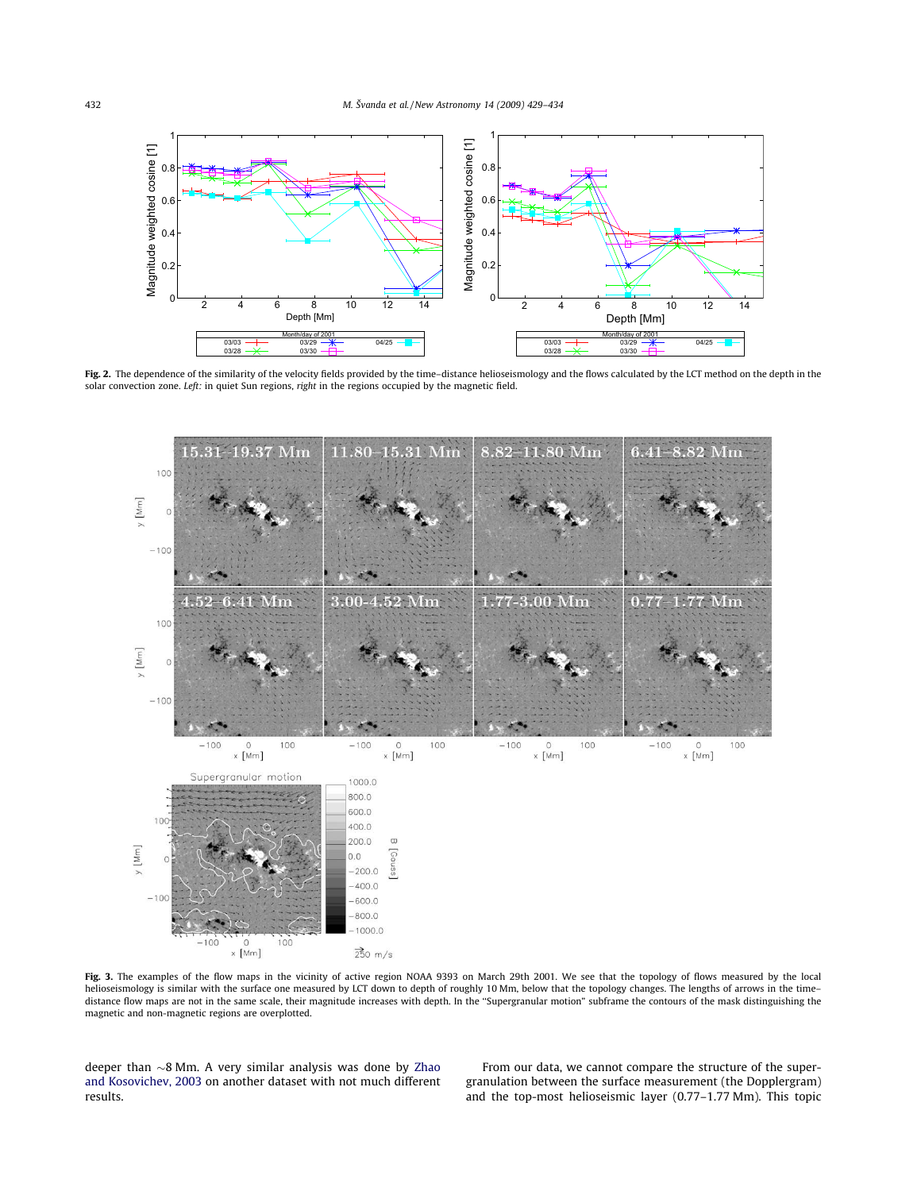**Fig. 2.** The dependence of the similarity of the velocity fields provided by the time–distance helioseismology and the flows calculated by the LCT method on the depth in the solar convection zone. *Left:* in quiet Sun regions, *right* in the regions occupied by the magnetic field.

**Fig. 3.** The examples of the flow maps in the vicinity of active region NOAA 9393 on March 29th 2001. We see that the topology of flows measured by the local helioseismology is similar with the surface one measured by LCT down to depth of roughly 10 Mm, below that the topology changes. The lengths of arrows in the time–distance flow maps are not in the same scale, their magnitude increases with depth. In the "Supergranular motion" subframe the contours of the mask distinguishing the magnetic and non-magnetic regions are overplotted.

deeper than ∼8 Mm. A very similar analysis was done by Zhao and Kosovichev, 2003 on another dataset with not much different results.

From our data, we cannot compare the structure of the supergranulation between the surface measurement (the Dopplergram) and the top-most helioseismic layer (0.77–1.77 Mm). This topic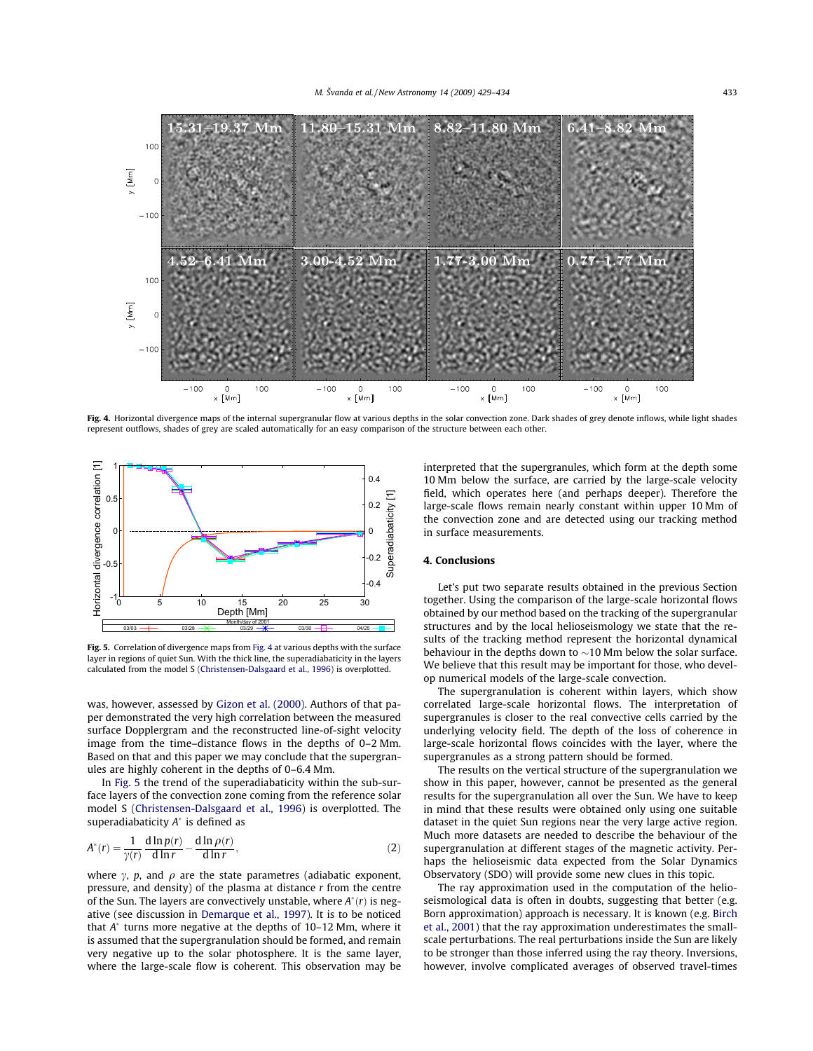Fig. 4. Horizontal divergence maps of the internal supergranular flow at various depths in the solar convection zone. Dark shades of grey denote inflows, while light shades represent outflows, shades of grey are scaled automatically for an easy comparison of the structure between each other.

Fig. 5. Correlation of divergence maps from Fig. 4 at various depths with the surface layer in regions of quiet Sun. With the thick line, the superadiabaticity in the layers calculated from the model S (Christensen-Dalsgaard et al., 1996) is overplotted.

was, however, assessed by Gizon et al. (2000). Authors of that paper demonstrated the very high correlation between the measured surface Dopplergram and the reconstructed line-of-sight velocity image from the time–distance flows in the depths of 0–2 Mm. Based on that and this paper we may conclude that the supergranules are highly coherent in the depths of 0–6.4 Mm.

In Fig. 5 the trend of the superadiabaticity within the sub-surface layers of the convection zone coming from the reference solar model S (Christensen-Dalsgaard et al., 1996) is overplotted. The superadiabaticity $A^*$ is defined as

$$A^*(r) = \frac{1}{\gamma(r)} \frac{\mathrm{d}\ln p(r)}{\mathrm{d}\ln r} - \frac{\mathrm{d}\ln \rho(r)}{\mathrm{d}\ln r}, \tag{2}$$

where $\gamma$, $p$, and $\rho$ are the state parametres (adiabatic exponent, pressure, and density) of the plasma at distance $r$ from the centre of the Sun. The layers are convectively unstable, where $A^*(r)$ is negative (see discussion in Demarque et al., 1997). It is to be noticed that $A^*$ turns more negative at the depths of 10–12 Mm, where it is assumed that the supergranulation should be formed, and remain very negative up to the solar photosphere. It is the same layer, where the large-scale flow is coherent. This observation may be interpreted that the supergranules, which form at the depth some 10 Mm below the surface, are carried by the large-scale velocity field, which operates here (and perhaps deeper). Therefore the large-scale flows remain nearly constant within upper 10 Mm of the convection zone and are detected using our tracking method in surface measurements.

## 4. Conclusions

Let's put two separate results obtained in the previous Section together. Using the comparison of the large-scale horizontal flows obtained by our method based on the tracking of the supergranular structures and by the local helioseismology we state that the results of the tracking method represent the horizontal dynamical behaviour in the depths down to ~10 Mm below the solar surface. We believe that this result may be important for those, who develop numerical models of the large-scale convection.

The supergranulation is coherent within layers, which show correlated large-scale horizontal flows. The interpretation of supergranules is closer to the real convective cells carried by the underlying velocity field. The depth of the loss of coherence in large-scale horizontal flows coincides with the layer, where the supergranules as a strong pattern should be formed.

The results on the vertical structure of the supergranulation we show in this paper, however, cannot be presented as the general results for the supergranulation all over the Sun. We have to keep in mind that these results were obtained only using one suitable dataset in the quiet Sun regions near the very large active region. Much more datasets are needed to describe the behaviour of the supergranulation at different stages of the magnetic activity. Perhaps the helioseismic data expected from the Solar Dynamics Observatory (SDO) will provide some new clues in this topic.

The ray approximation used in the computation of the helioseismological data is often in doubts, suggesting that better (e.g. Born approximation) approach is necessary. It is known (e.g. Birch et al., 2001) that the ray approximation underestimates the small-scale perturbations. The real perturbations inside the Sun are likely to be stronger than those inferred using the ray theory. Inversions, however, involve complicated averages of observed travel-times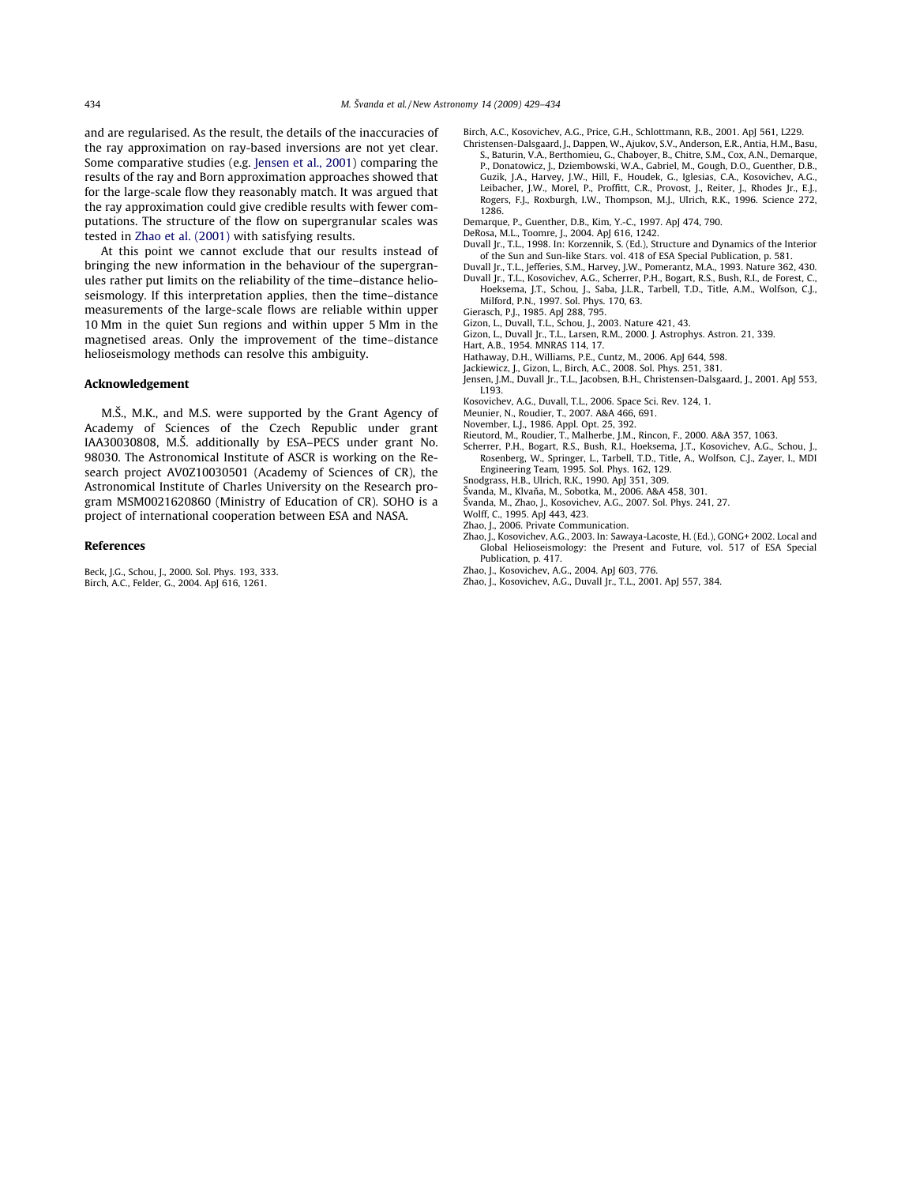and are regularised. As the result, the details of the inaccuracies of the ray approximation on ray-based inversions are not yet clear. Some comparative studies (e.g. Jensen et al., 2001) comparing the results of the ray and Born approximation approaches showed that for the large-scale flow they reasonably match. It was argued that the ray approximation could give credible results with fewer computations. The structure of the flow on supergranular scales was tested in Zhao et al. (2001) with satisfying results.

At this point we cannot exclude that our results instead of bringing the new information in the behaviour of the supergranules rather put limits on the reliability of the time–distance helioseismology. If this interpretation applies, then the time–distance measurements of the large-scale flows are reliable within upper 10 Mm in the quiet Sun regions and within upper 5 Mm in the magnetised areas. Only the improvement of the time–distance helioseismology methods can resolve this ambiguity.

### Acknowledgement

M.Š., M.K., and M.S. were supported by the Grant Agency of Academy of Sciences of the Czech Republic under grant IAA30030808, M.Š. additionally by ESA–PECS under grant No. 98030. The Astronomical Institute of ASCR is working on the Research project AV0Z10030501 (Academy of Sciences of CR), the Astronomical Institute of Charles University on the Research program MSM0021620860 (Ministry of Education of CR). SOHO is a project of international cooperation between ESA and NASA.

### References

Beck, J.G., Schou, J., 2000. Sol. Phys. 193, 333.
Birch, A.C., Felder, G., 2004. ApJ 616, 1261.
Birch, A.C., Kosovichev, A.G., Price, G.H., Schlottmann, R.B., 2001. ApJ 561, L229.
Christensen-Dalsgaard, J., Dappen, W., Ajukov, S.V., Anderson, E.R., Antia, H.M., Basu, S., Baturin, V.A., Berthomieu, G., Chaboyer, B., Chitre, S.M., Cox, A.N., Demarque, P., Donatowicz, J., Dziembowski, W.A., Gabriel, M., Gough, D.O., Guenther, D.B., Guzik, J.A., Harvey, J.W., Hill, F., Houdek, G., Iglesias, C.A., Kosovichev, A.G., Leibacher, J.W., Morel, P., Proffitt, C.R., Provost, J., Reiter, J., Rhodes Jr., E.J., Rogers, F.J., Roxburgh, I.W., Thompson, M.J., Ulrich, R.K., 1996. Science 272, 1286.
Demarque, P., Guenther, D.B., Kim, Y.-C., 1997. ApJ 474, 790.
DeRosa, M.L., Toomre, J., 2004. ApJ 616, 1242.
Duvall Jr., T.L., 1998. In: Korzennik, S. (Ed.), Structure and Dynamics of the Interior of the Sun and Sun-like Stars. vol. 418 of ESA Special Publication, p. 581.
Duvall Jr., T.L., Jefferies, S.M., Harvey, J.W., Pomerantz, M.A., 1993. Nature 362, 430.
Duvall Jr., T.L., Kosovichev, A.G., Scherrer, P.H., Bogart, R.S., Bush, R.I., de Forest, C., Hoeksema, J.T., Schou, J., Saba, J.L.R., Tarbell, T.D., Title, A.M., Wolfson, C.J., Milford, P.N., 1997. Sol. Phys. 170, 63.
Gierasch, P.J., 1985. ApJ 288, 795.
Gizon, L., Duvall, T.L., Schou, J., 2003. Nature 421, 43.
Gizon, L., Duvall Jr., T.L., Larsen, R.M., 2000. J. Astrophys. Astron. 21, 339.
Hart, A.B., 1954. MNRAS 114, 17.
Hathaway, D.H., Williams, P.E., Cuntz, M., 2006. ApJ 644, 598.
Jackiewicz, J., Gizon, L., Birch, A.C., 2008. Sol. Phys. 251, 381.
Jensen, J.M., Duvall Jr., T.L., Jacobsen, B.H., Christensen-Dalsgaard, J., 2001. ApJ 553, L193.
Kosovichev, A.G., Duvall, T.L., 2006. Space Sci. Rev. 124, 1.
Meunier, N., Roudier, T., 2007. A&A 466, 691.
November, L.J., 1986. Appl. Opt. 25, 392.
Rieutord, M., Roudier, T., Malherbe, J.M., Rincon, F., 2000. A&A 357, 1063.
Scherrer, P.H., Bogart, R.S., Bush, R.I., Hoeksema, J.T., Kosovichev, A.G., Schou, J., Rosenberg, W., Springer, L., Tarbell, T.D., Title, A., Wolfson, C.J., Zayer, I., MDI Engineering Team, 1995. Sol. Phys. 162, 129.
Snodgrass, H.B., Ulrich, R.K., 1990. ApJ 351, 309.
Švanda, M., Klvaňa, M., Sobotka, M., 2006. A&A 458, 301.
Švanda, M., Zhao, J., Kosovichev, A.G., 2007. Sol. Phys. 241, 27.
Wolff, C., 1995. ApJ 443, 423.
Zhao, J., 2006. Private Communication.
Zhao, J., Kosovichev, A.G., 2003. In: Sawaya-Lacoste, H. (Ed.), GONG+ 2002. Local and Global Helioseismology: the Present and Future, vol. 517 of ESA Special Publication, p. 417.
Zhao, J., Kosovichev, A.G., 2004. ApJ 603, 776.
Zhao, J., Kosovichev, A.G., Duvall Jr., T.L., 2001. ApJ 557, 384.